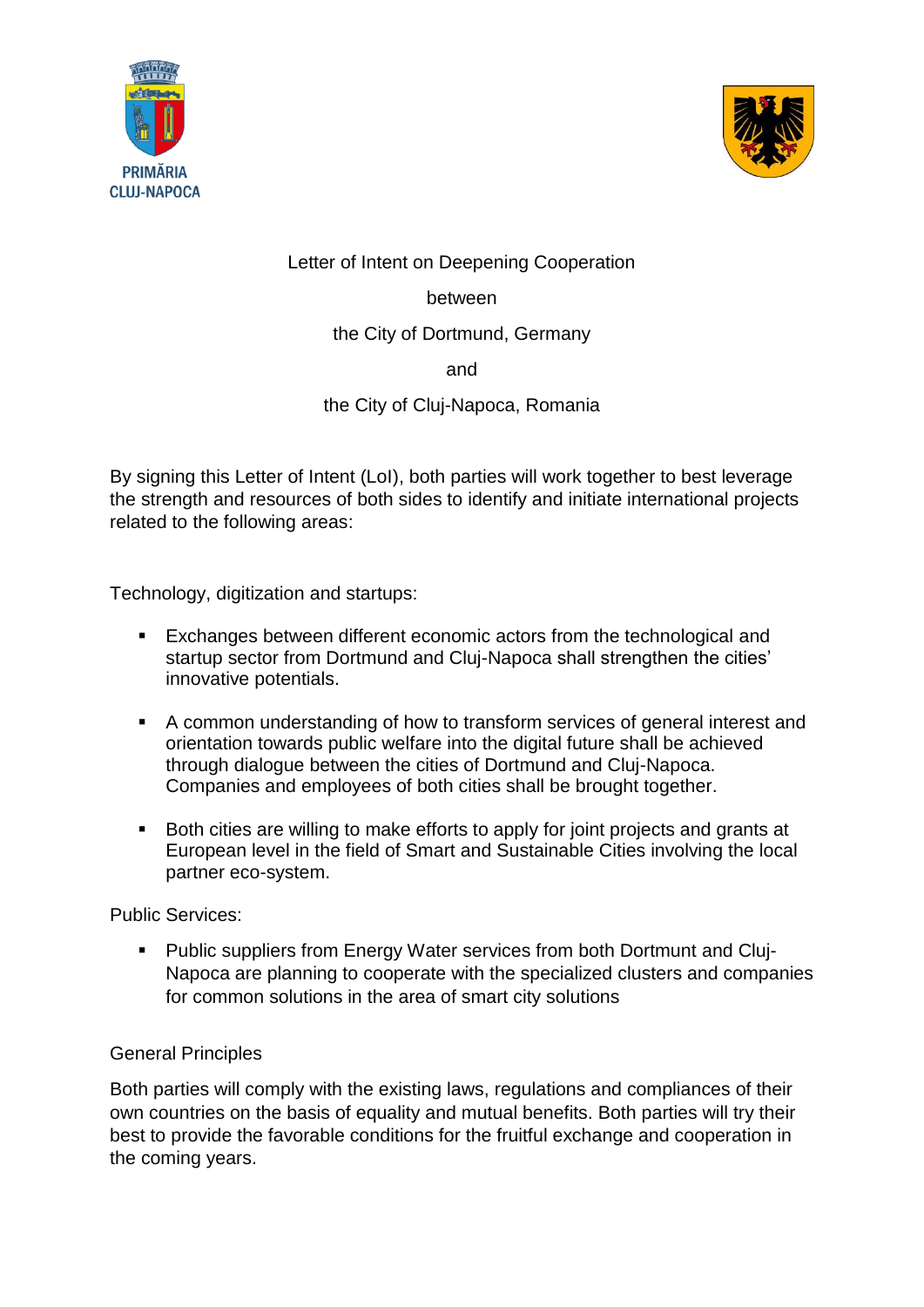PRIMĂRIA CLUJ-NAPOCA

# Letter of Intent on Deepening Cooperation

between

the City of Dortmund, Germany

and

the City of Cluj-Napoca, Romania

By signing this Letter of Intent (LoI), both parties will work together to best leverage the strength and resources of both sides to identify and initiate international projects related to the following areas:

Technology, digitization and startups:

- Exchanges between different economic actors from the technological and startup sector from Dortmund and Cluj-Napoca shall strengthen the cities' innovative potentials.
- A common understanding of how to transform services of general interest and orientation towards public welfare into the digital future shall be achieved through dialogue between the cities of Dortmund and Cluj-Napoca. Companies and employees of both cities shall be brought together.
- Both cities are willing to make efforts to apply for joint projects and grants at European level in the field of Smart and Sustainable Cities involving the local partner eco-system.

Public Services:

- Public suppliers from Energy Water services from both Dortmunt and Cluj-Napoca are planning to cooperate with the specialized clusters and companies for common solutions in the area of smart city solutions

General Principles

Both parties will comply with the existing laws, regulations and compliances of their own countries on the basis of equality and mutual benefits. Both parties will try their best to provide the favorable conditions for the fruitful exchange and cooperation in the coming years.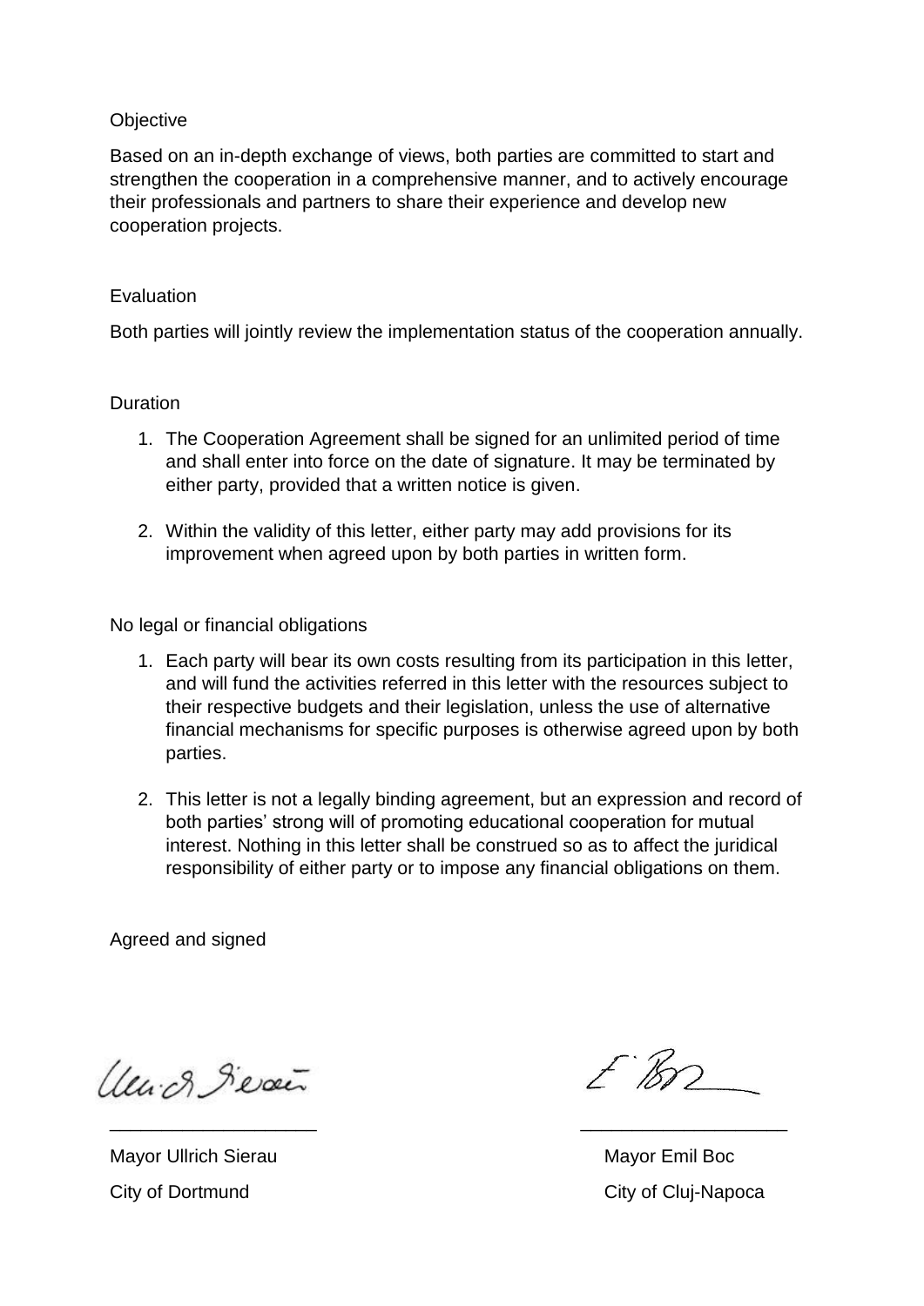## Objective

Based on an in-depth exchange of views, both parties are committed to start and strengthen the cooperation in a comprehensive manner, and to actively encourage their professionals and partners to share their experience and develop new cooperation projects.

## Evaluation

Both parties will jointly review the implementation status of the cooperation annually.

## Duration

1. The Cooperation Agreement shall be signed for an unlimited period of time and shall enter into force on the date of signature. It may be terminated by either party, provided that a written notice is given.

2. Within the validity of this letter, either party may add provisions for its improvement when agreed upon by both parties in written form.

## No legal or financial obligations

1. Each party will bear its own costs resulting from its participation in this letter, and will fund the activities referred in this letter with the resources subject to their respective budgets and their legislation, unless the use of alternative financial mechanisms for specific purposes is otherwise agreed upon by both parties.

2. This letter is not a legally binding agreement, but an expression and record of both parties' strong will of promoting educational cooperation for mutual interest. Nothing in this letter shall be construed so as to affect the juridical responsibility of either party or to impose any financial obligations on them.

Agreed and signed

| | |
|---|---|
| ____________________ | ____________________ |
| Mayor Ullrich Sierau | Mayor Emil Boc |
| City of Dortmund | City of Cluj-Napoca |